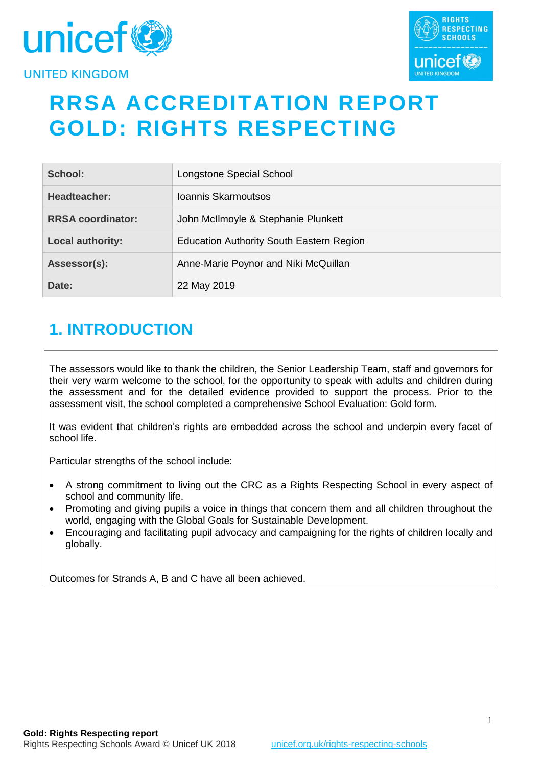# RRSA ACCREDITATION REPORT
# GOLD: RIGHTS RESPECTING

| | |
|---|---|
| **School:** | Longstone Special School |
| **Headteacher:** | Ioannis Skarmoutsos |
| **RRSA coordinator:** | John McIlmoyle & Stephanie Plunkett |
| **Local authority:** | Education Authority South Eastern Region |
| **Assessor(s):** | Anne-Marie Poynor and Niki McQuillan |
| **Date:** | 22 May 2019 |

## 1. INTRODUCTION

The assessors would like to thank the children, the Senior Leadership Team, staff and governors for their very warm welcome to the school, for the opportunity to speak with adults and children during the assessment and for the detailed evidence provided to support the process. Prior to the assessment visit, the school completed a comprehensive School Evaluation: Gold form.

It was evident that children's rights are embedded across the school and underpin every facet of school life.

Particular strengths of the school include:

- A strong commitment to living out the CRC as a Rights Respecting School in every aspect of school and community life.
- Promoting and giving pupils a voice in things that concern them and all children throughout the world, engaging with the Global Goals for Sustainable Development.
- Encouraging and facilitating pupil advocacy and campaigning for the rights of children locally and globally.

Outcomes for Strands A, B and C have all been achieved.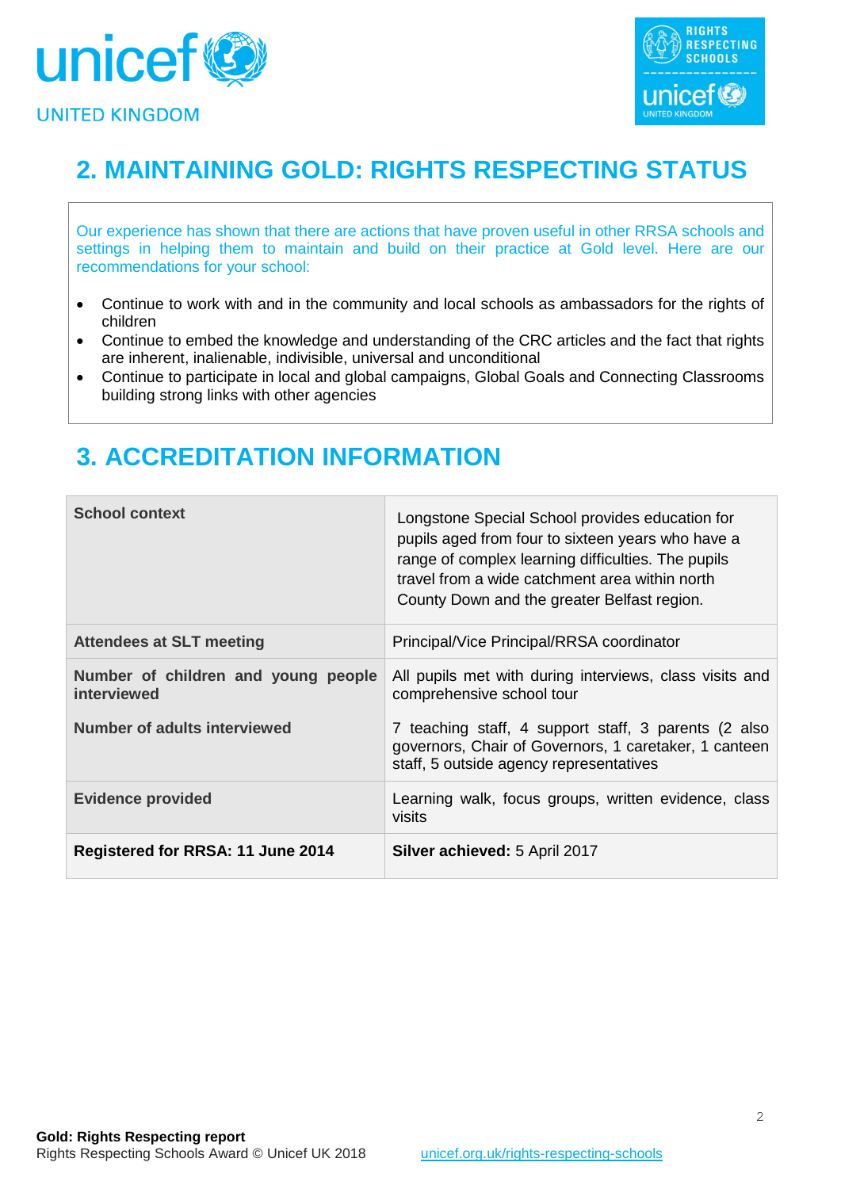## 2. MAINTAINING GOLD: RIGHTS RESPECTING STATUS

Our experience has shown that there are actions that have proven useful in other RRSA schools and settings in helping them to maintain and build on their practice at Gold level. Here are our recommendations for your school:

- Continue to work with and in the community and local schools as ambassadors for the rights of children
- Continue to embed the knowledge and understanding of the CRC articles and the fact that rights are inherent, inalienable, indivisible, universal and unconditional
- Continue to participate in local and global campaigns, Global Goals and Connecting Classrooms building strong links with other agencies

## 3. ACCREDITATION INFORMATION

| | |
|---|---|
| **School context** | Longstone Special School provides education for pupils aged from four to sixteen years who have a range of complex learning difficulties. The pupils travel from a wide catchment area within north County Down and the greater Belfast region. |
| **Attendees at SLT meeting** | Principal/Vice Principal/RRSA coordinator |
| **Number of children and young people interviewed**<br><br>**Number of adults interviewed** | All pupils met with during interviews, class visits and comprehensive school tour<br><br>7 teaching staff, 4 support staff, 3 parents (2 also governors, Chair of Governors, 1 caretaker, 1 canteen staff, 5 outside agency representatives |
| **Evidence provided** | Learning walk, focus groups, written evidence, class visits |
| **Registered for RRSA: 11 June 2014** | **Silver achieved:** 5 April 2017 |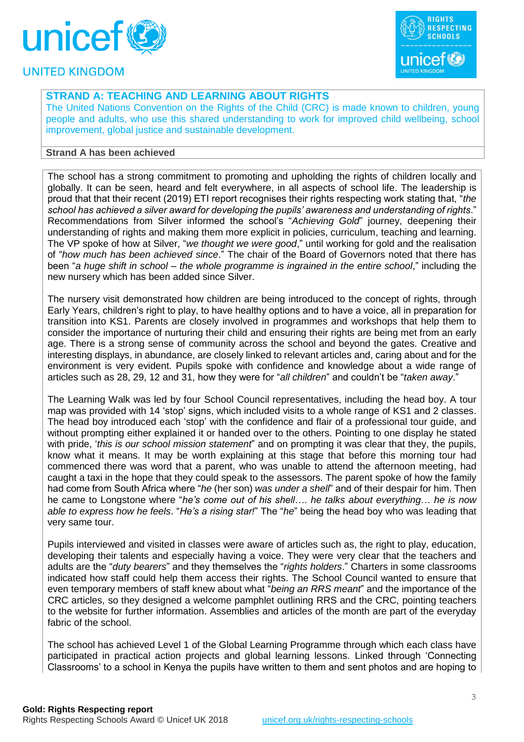## STRAND A: TEACHING AND LEARNING ABOUT RIGHTS

The United Nations Convention on the Rights of the Child (CRC) is made known to children, young people and adults, who use this shared understanding to work for improved child wellbeing, school improvement, global justice and sustainable development.

**Strand A has been achieved**

The school has a strong commitment to promoting and upholding the rights of children locally and globally. It can be seen, heard and felt everywhere, in all aspects of school life. The leadership is proud that that their recent (2019) ETI report recognises their rights respecting work stating that, "*the school has achieved a silver award for developing the pupils' awareness and understanding of rights*." Recommendations from Silver informed the school's "*Achieving Gold*" journey, deepening their understanding of rights and making them more explicit in policies, curriculum, teaching and learning. The VP spoke of how at Silver, "*we thought we were good*," until working for gold and the realisation of "*how much has been achieved since*." The chair of the Board of Governors noted that there has been "*a huge shift in school – the whole programme is ingrained in the entire school*," including the new nursery which has been added since Silver.

The nursery visit demonstrated how children are being introduced to the concept of rights, through Early Years, children's right to play, to have healthy options and to have a voice, all in preparation for transition into KS1. Parents are closely involved in programmes and workshops that help them to consider the importance of nurturing their child and ensuring their rights are being met from an early age. There is a strong sense of community across the school and beyond the gates. Creative and interesting displays, in abundance, are closely linked to relevant articles and, caring about and for the environment is very evident. Pupils spoke with confidence and knowledge about a wide range of articles such as 28, 29, 12 and 31, how they were for "*all children*" and couldn't be "*taken away*."

The Learning Walk was led by four School Council representatives, including the head boy. A tour map was provided with 14 'stop' signs, which included visits to a whole range of KS1 and 2 classes. The head boy introduced each 'stop' with the confidence and flair of a professional tour guide, and without prompting either explained it or handed over to the others. Pointing to one display he stated with pride, '*this is our school mission statement*" and on prompting it was clear that they, the pupils, know what it means. It may be worth explaining at this stage that before this morning tour had commenced there was word that a parent, who was unable to attend the afternoon meeting, had caught a taxi in the hope that they could speak to the assessors. The parent spoke of how the family had come from South Africa where "*he* (her son) *was under a shell*" and of their despair for him. Then he came to Longstone where "*he's come out of his shell…. he talks about everything… he is now able to express how he feels*. "*He's a rising star!*" The "*he*" being the head boy who was leading that very same tour.

Pupils interviewed and visited in classes were aware of articles such as, the right to play, education, developing their talents and especially having a voice. They were very clear that the teachers and adults are the "*duty bearers*" and they themselves the "*rights holders*." Charters in some classrooms indicated how staff could help them access their rights. The School Council wanted to ensure that even temporary members of staff knew about what "*being an RRS meant*" and the importance of the CRC articles, so they designed a welcome pamphlet outlining RRS and the CRC, pointing teachers to the website for further information. Assemblies and articles of the month are part of the everyday fabric of the school.

The school has achieved Level 1 of the Global Learning Programme through which each class have participated in practical action projects and global learning lessons. Linked through 'Connecting Classrooms' to a school in Kenya the pupils have written to them and sent photos and are hoping to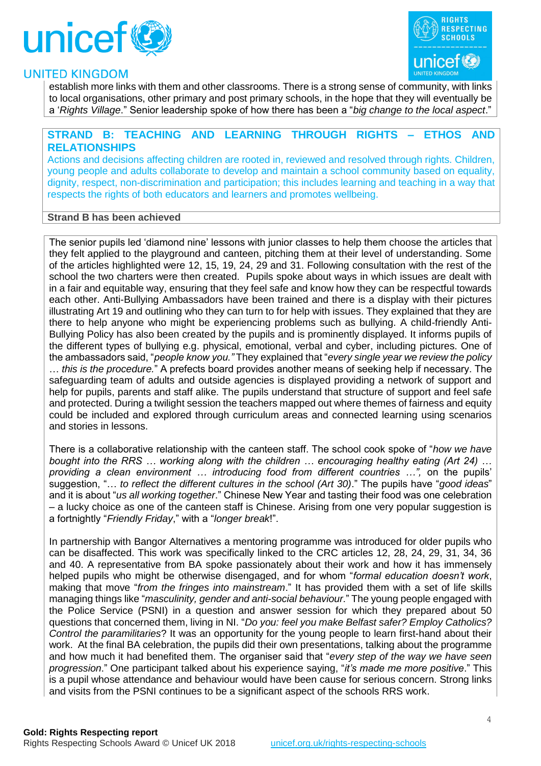establish more links with them and other classrooms. There is a strong sense of community, with links to local organisations, other primary and post primary schools, in the hope that they will eventually be a '*Rights Village*.' Senior leadership spoke of how there has been a "*big change to the local aspect*."

## STRAND B: TEACHING AND LEARNING THROUGH RIGHTS – ETHOS AND RELATIONSHIPS

Actions and decisions affecting children are rooted in, reviewed and resolved through rights. Children, young people and adults collaborate to develop and maintain a school community based on equality, dignity, respect, non-discrimination and participation; this includes learning and teaching in a way that respects the rights of both educators and learners and promotes wellbeing.

**Strand B has been achieved**

The senior pupils led 'diamond nine' lessons with junior classes to help them choose the articles that they felt applied to the playground and canteen, pitching them at their level of understanding. Some of the articles highlighted were 12, 15, 19, 24, 29 and 31. Following consultation with the rest of the school the two charters were then created. Pupils spoke about ways in which issues are dealt with in a fair and equitable way, ensuring that they feel safe and know how they can be respectful towards each other. Anti-Bullying Ambassadors have been trained and there is a display with their pictures illustrating Art 19 and outlining who they can turn to for help with issues. They explained that they are there to help anyone who might be experiencing problems such as bullying. A child-friendly Anti-Bullying Policy has also been created by the pupils and is prominently displayed. It informs pupils of the different types of bullying e.g. physical, emotional, verbal and cyber, including pictures. One of the ambassadors said, "*people know you."* They explained that "*every single year we review the policy … this is the procedure.*" A prefects board provides another means of seeking help if necessary. The safeguarding team of adults and outside agencies is displayed providing a network of support and help for pupils, parents and staff alike. The pupils understand that structure of support and feel safe and protected. During a twilight session the teachers mapped out where themes of fairness and equity could be included and explored through curriculum areas and connected learning using scenarios and stories in lessons.

There is a collaborative relationship with the canteen staff. The school cook spoke of "*how we have bought into the RRS … working along with the children … encouraging healthy eating (Art 24) … providing a clean environment … introducing food from different countries …",* on the pupils' suggestion, "*… to reflect the different cultures in the school (Art 30)*." The pupils have "*good ideas*" and it is about "*us all working together*." Chinese New Year and tasting their food was one celebration – a lucky choice as one of the canteen staff is Chinese. Arising from one very popular suggestion is a fortnightly "*Friendly Friday*," with a "*longer break*!".

In partnership with Bangor Alternatives a mentoring programme was introduced for older pupils who can be disaffected. This work was specifically linked to the CRC articles 12, 28, 24, 29, 31, 34, 36 and 40. A representative from BA spoke passionately about their work and how it has immensely helped pupils who might be otherwise disengaged, and for whom "*formal education doesn't work*, making that move "*from the fringes into mainstream*." It has provided them with a set of life skills managing things like "*masculinity, gender and anti-social behaviour*." The young people engaged with the Police Service (PSNI) in a question and answer session for which they prepared about 50 questions that concerned them, living in NI. "*Do you: feel you make Belfast safer? Employ Catholics? Control the paramilitaries*? It was an opportunity for the young people to learn first-hand about their work. At the final BA celebration, the pupils did their own presentations, talking about the programme and how much it had benefited them. The organiser said that "*every step of the way we have seen progression*." One participant talked about his experience saying, "*it's made me more positive*." This is a pupil whose attendance and behaviour would have been cause for serious concern. Strong links and visits from the PSNI continues to be a significant aspect of the schools RRS work.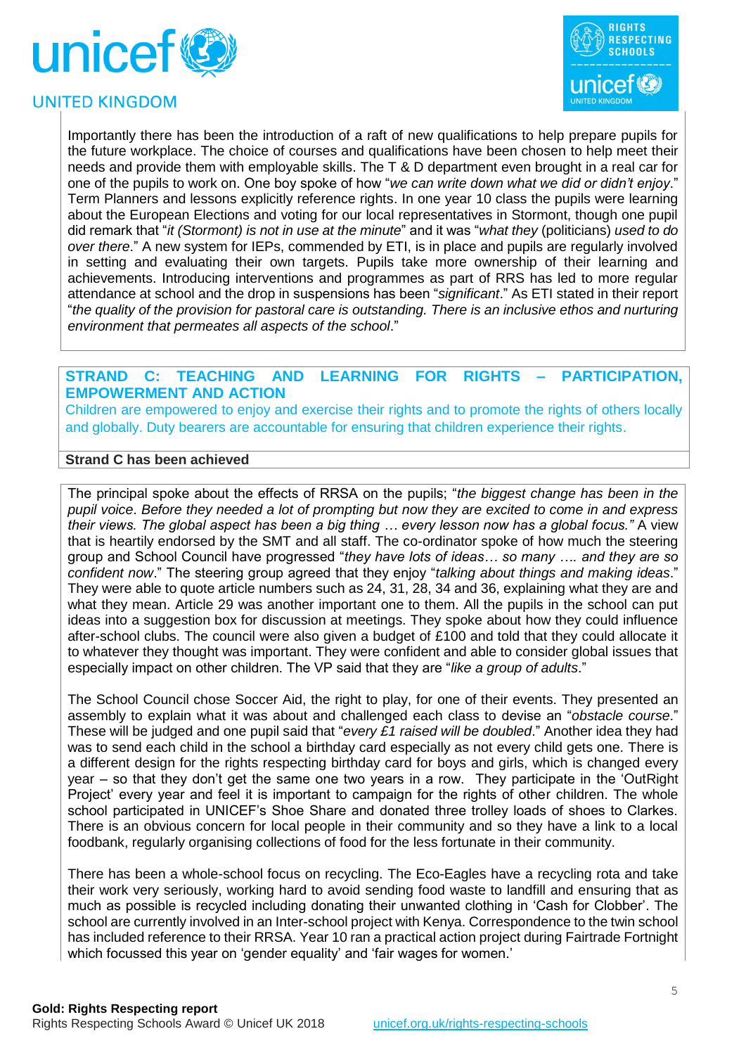Importantly there has been the introduction of a raft of new qualifications to help prepare pupils for the future workplace. The choice of courses and qualifications have been chosen to help meet their needs and provide them with employable skills. The T & D department even brought in a real car for one of the pupils to work on. One boy spoke of how "*we can write down what we did or didn't enjoy*." Term Planners and lessons explicitly reference rights. In one year 10 class the pupils were learning about the European Elections and voting for our local representatives in Stormont, though one pupil did remark that "*it (Stormont) is not in use at the minute*" and it was "*what they* (politicians) *used to do over there*." A new system for IEPs, commended by ETI, is in place and pupils are regularly involved in setting and evaluating their own targets. Pupils take more ownership of their learning and achievements. Introducing interventions and programmes as part of RRS has led to more regular attendance at school and the drop in suspensions has been "*significant*." As ETI stated in their report "*the quality of the provision for pastoral care is outstanding. There is an inclusive ethos and nurturing environment that permeates all aspects of the school*."

## STRAND C: TEACHING AND LEARNING FOR RIGHTS – PARTICIPATION, EMPOWERMENT AND ACTION

Children are empowered to enjoy and exercise their rights and to promote the rights of others locally and globally. Duty bearers are accountable for ensuring that children experience their rights.

**Strand C has been achieved**

The principal spoke about the effects of RRSA on the pupils; "*the biggest change has been in the pupil voice. Before they needed a lot of prompting but now they are excited to come in and express their views. The global aspect has been a big thing … every lesson now has a global focus."* A view that is heartily endorsed by the SMT and all staff. The co-ordinator spoke of how much the steering group and School Council have progressed "*they have lots of ideas… so many …. and they are so confident now*." The steering group agreed that they enjoy "*talking about things and making ideas*." They were able to quote article numbers such as 24, 31, 28, 34 and 36, explaining what they are and what they mean. Article 29 was another important one to them. All the pupils in the school can put ideas into a suggestion box for discussion at meetings. They spoke about how they could influence after-school clubs. The council were also given a budget of £100 and told that they could allocate it to whatever they thought was important. They were confident and able to consider global issues that especially impact on other children. The VP said that they are "*like a group of adults*."

The School Council chose Soccer Aid, the right to play, for one of their events. They presented an assembly to explain what it was about and challenged each class to devise an "*obstacle course*." These will be judged and one pupil said that "*every £1 raised will be doubled*." Another idea they had was to send each child in the school a birthday card especially as not every child gets one. There is a different design for the rights respecting birthday card for boys and girls, which is changed every year – so that they don't get the same one two years in a row. They participate in the 'OutRight Project' every year and feel it is important to campaign for the rights of other children. The whole school participated in UNICEF's Shoe Share and donated three trolley loads of shoes to Clarkes. There is an obvious concern for local people in their community and so they have a link to a local foodbank, regularly organising collections of food for the less fortunate in their community.

There has been a whole-school focus on recycling. The Eco-Eagles have a recycling rota and take their work very seriously, working hard to avoid sending food waste to landfill and ensuring that as much as possible is recycled including donating their unwanted clothing in 'Cash for Clobber'. The school are currently involved in an Inter-school project with Kenya. Correspondence to the twin school has included reference to their RRSA. Year 10 ran a practical action project during Fairtrade Fortnight which focussed this year on 'gender equality' and 'fair wages for women.'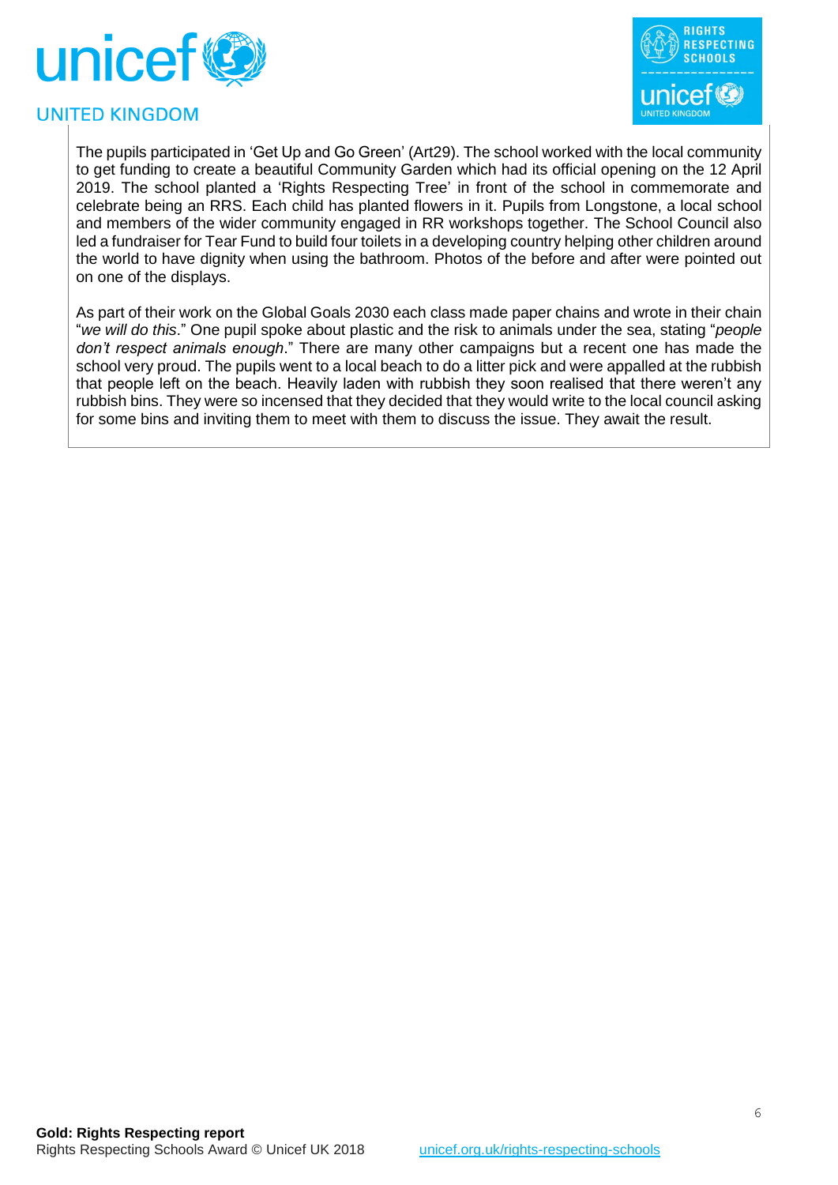The pupils participated in 'Get Up and Go Green' (Art29). The school worked with the local community to get funding to create a beautiful Community Garden which had its official opening on the 12 April 2019. The school planted a 'Rights Respecting Tree' in front of the school in commemorate and celebrate being an RRS. Each child has planted flowers in it. Pupils from Longstone, a local school and members of the wider community engaged in RR workshops together. The School Council also led a fundraiser for Tear Fund to build four toilets in a developing country helping other children around the world to have dignity when using the bathroom. Photos of the before and after were pointed out on one of the displays.

As part of their work on the Global Goals 2030 each class made paper chains and wrote in their chain "*we will do this*." One pupil spoke about plastic and the risk to animals under the sea, stating "*people don't respect animals enough*." There are many other campaigns but a recent one has made the school very proud. The pupils went to a local beach to do a litter pick and were appalled at the rubbish that people left on the beach. Heavily laden with rubbish they soon realised that there weren't any rubbish bins. They were so incensed that they decided that they would write to the local council asking for some bins and inviting them to meet with them to discuss the issue. They await the result.